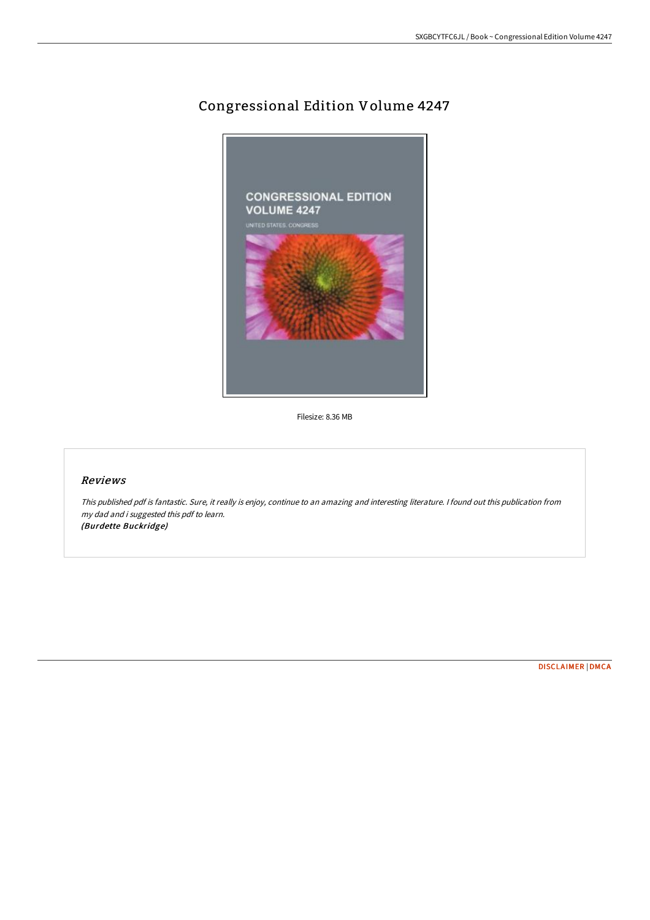# Congressional Edition Volume 4247

Filesize: 8.36 MB

## *Reviews*

*This published pdf is fantastic. Sure, it really is enjoy, continue to an amazing and interesting literature. I found out this publication from my dad and i suggested this pdf to learn.*
***(Burdette Buckridge)***

DISCLAIMER | DMCA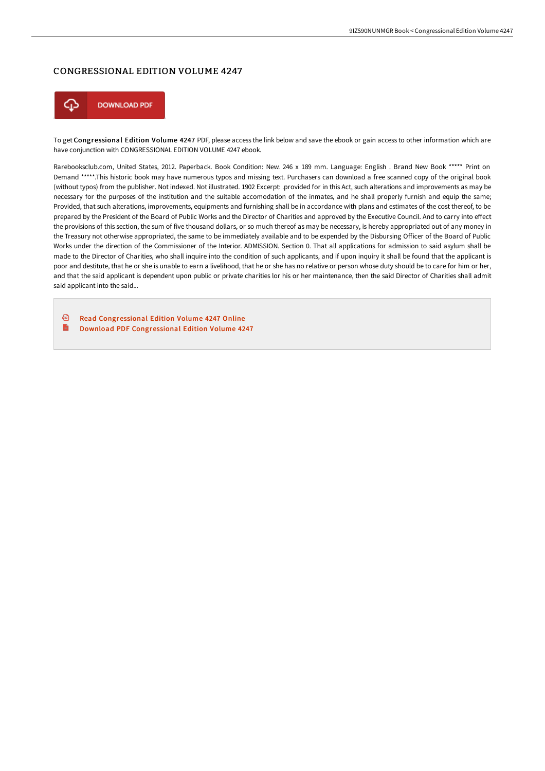# CONGRESSIONAL EDITION VOLUME 4247

DOWNLOAD PDF

To get **Congressional Edition Volume 4247** PDF, please access the link below and save the ebook or gain access to other information which are have conjunction with CONGRESSIONAL EDITION VOLUME 4247 ebook.

Rarebooksclub.com, United States, 2012. Paperback. Book Condition: New. 246 x 189 mm. Language: English . Brand New Book ***** Print on Demand *****.This historic book may have numerous typos and missing text. Purchasers can download a free scanned copy of the original book (without typos) from the publisher. Not indexed. Not illustrated. 1902 Excerpt: .provided for in this Act, such alterations and improvements as may be necessary for the purposes of the institution and the suitable accomodation of the inmates, and he shall properly furnish and equip the same; Provided, that such alterations, improvements, equipments and furnishing shall be in accordance with plans and estimates of the cost thereof, to be prepared by the President of the Board of Public Works and the Director of Charities and approved by the Executive Council. And to carry into effect the provisions of this section, the sum of five thousand dollars, or so much thereof as may be necessary, is hereby appropriated out of any money in the Treasury not otherwise appropriated, the same to be immediately available and to be expended by the Disbursing Officer of the Board of Public Works under the direction of the Commissioner of the Interior. ADMISSION. Section 0. That all applications for admission to said asylum shall be made to the Director of Charities, who shall inquire into the condition of such applicants, and if upon inquiry it shall be found that the applicant is poor and destitute, that he or she is unable to earn a livelihood, that he or she has no relative or person whose duty should be to care for him or her, and that the said applicant is dependent upon public or private charities lor his or her maintenance, then the said Director of Charities shall admit said applicant into the said...

- Read Congressional Edition Volume 4247 Online
- Download PDF Congressional Edition Volume 4247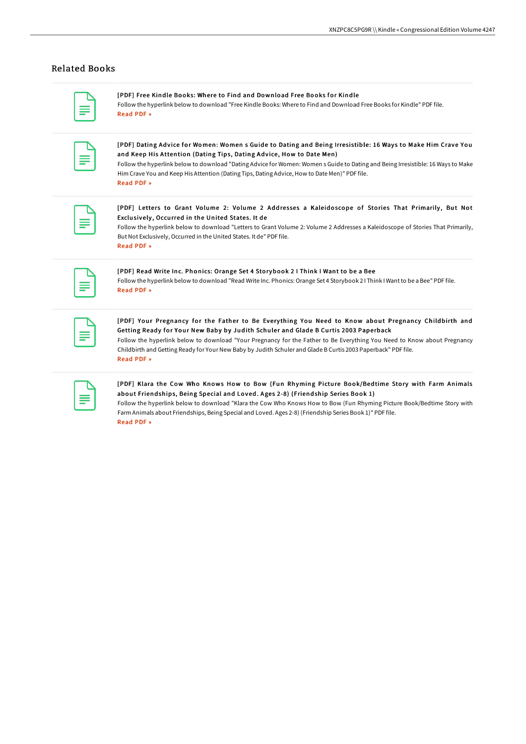## Related Books

**[PDF] Free Kindle Books: Where to Find and Download Free Books for Kindle**

Follow the hyperlink below to download "Free Kindle Books: Where to Find and Download Free Books for Kindle" PDF file.

Read PDF »

**[PDF] Dating Advice for Women: Women s Guide to Dating and Being Irresistible: 16 Ways to Make Him Crave You and Keep His Attention (Dating Tips, Dating Advice, How to Date Men)**

Follow the hyperlink below to download "Dating Advice for Women: Women s Guide to Dating and Being Irresistible: 16 Ways to Make Him Crave You and Keep His Attention (Dating Tips, Dating Advice, How to Date Men)" PDF file.

Read PDF »

**[PDF] Letters to Grant Volume 2: Volume 2 Addresses a Kaleidoscope of Stories That Primarily, But Not Exclusively, Occurred in the United States. It de**

Follow the hyperlink below to download "Letters to Grant Volume 2: Volume 2 Addresses a Kaleidoscope of Stories That Primarily, But Not Exclusively, Occurred in the United States. It de" PDF file.

Read PDF »

**[PDF] Read Write Inc. Phonics: Orange Set 4 Storybook 2 I Think I Want to be a Bee**

Follow the hyperlink below to download "Read Write Inc. Phonics: Orange Set 4 Storybook 2 I Think I Want to be a Bee" PDF file.

Read PDF »

**[PDF] Your Pregnancy for the Father to Be Everything You Need to Know about Pregnancy Childbirth and Getting Ready for Your New Baby by Judith Schuler and Glade B Curtis 2003 Paperback**

Follow the hyperlink below to download "Your Pregnancy for the Father to Be Everything You Need to Know about Pregnancy Childbirth and Getting Ready for Your New Baby by Judith Schuler and Glade B Curtis 2003 Paperback" PDF file.

Read PDF »

**[PDF] Klara the Cow Who Knows How to Bow (Fun Rhyming Picture Book/Bedtime Story with Farm Animals about Friendships, Being Special and Loved. Ages 2-8) (Friendship Series Book 1)**

Follow the hyperlink below to download "Klara the Cow Who Knows How to Bow (Fun Rhyming Picture Book/Bedtime Story with Farm Animals about Friendships, Being Special and Loved. Ages 2-8) (Friendship Series Book 1)" PDF file.

Read PDF »